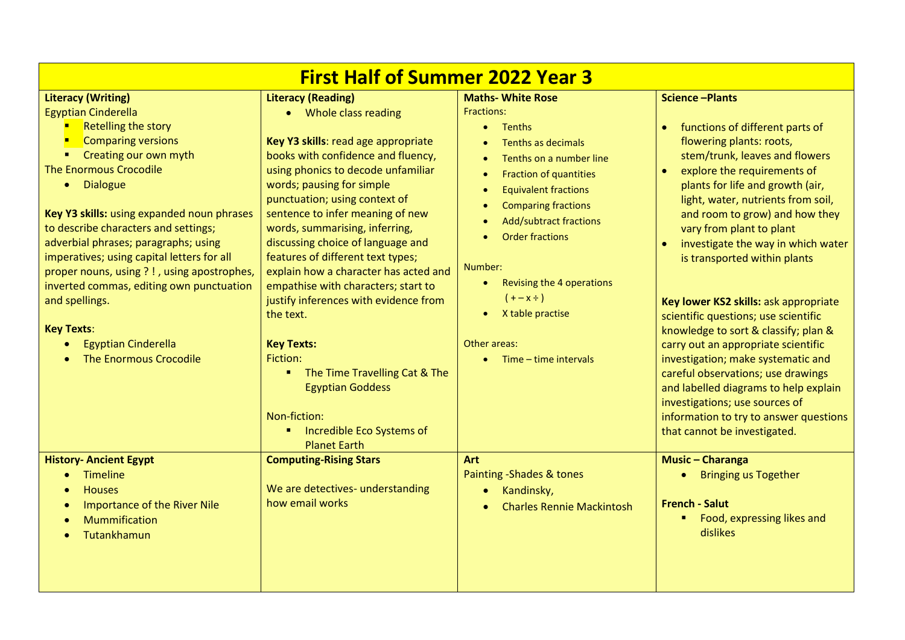# First Half of Summer 2022 Year 3

## Literacy (Writing)

Egyptian Cinderella

- Retelling the story
- Comparing versions
- Creating our own myth

The Enormous Crocodile

- Dialogue

**Key Y3 skills:** using expanded noun phrases to describe characters and settings; adverbial phrases; paragraphs; using imperatives; using capital letters for all proper nouns, using ? ! , using apostrophes, inverted commas, editing own punctuation and spellings.

**Key Texts**:

- Egyptian Cinderella
- The Enormous Crocodile

## Literacy (Reading)

- Whole class reading

**Key Y3 skills**: read age appropriate books with confidence and fluency, using phonics to decode unfamiliar words; pausing for simple punctuation; using context of sentence to infer meaning of new words, summarising, inferring, discussing choice of language and features of different text types; explain how a character has acted and empathise with characters; start to justify inferences with evidence from the text.

**Key Texts:**

Fiction:

- The Time Travelling Cat & The Egyptian Goddess

Non-fiction:

- Incredible Eco Systems of Planet Earth

## Maths- White Rose

Fractions:

- Tenths
- Tenths as decimals
- Tenths on a number line
- Fraction of quantities
- Equivalent fractions
- Comparing fractions
- Add/subtract fractions
- Order fractions

Number:

- Revising the 4 operations ( + – x ÷ )
- X table practise

Other areas:

- Time – time intervals

## Science –Plants

- functions of different parts of flowering plants: roots, stem/trunk, leaves and flowers
- explore the requirements of plants for life and growth (air, light, water, nutrients from soil, and room to grow) and how they vary from plant to plant
- investigate the way in which water is transported within plants

**Key lower KS2 skills:** ask appropriate scientific questions; use scientific knowledge to sort & classify; plan & carry out an appropriate scientific investigation; make systematic and careful observations; use drawings and labelled diagrams to help explain investigations; use sources of information to try to answer questions that cannot be investigated.

## History- Ancient Egypt

- Timeline
- Houses
- Importance of the River Nile
- Mummification
- Tutankhamun

## Computing-Rising Stars

We are detectives- understanding how email works

## Art

Painting -Shades & tones

- Kandinsky,
- Charles Rennie Mackintosh

## Music – Charanga

- Bringing us Together

## French - Salut

- Food, expressing likes and dislikes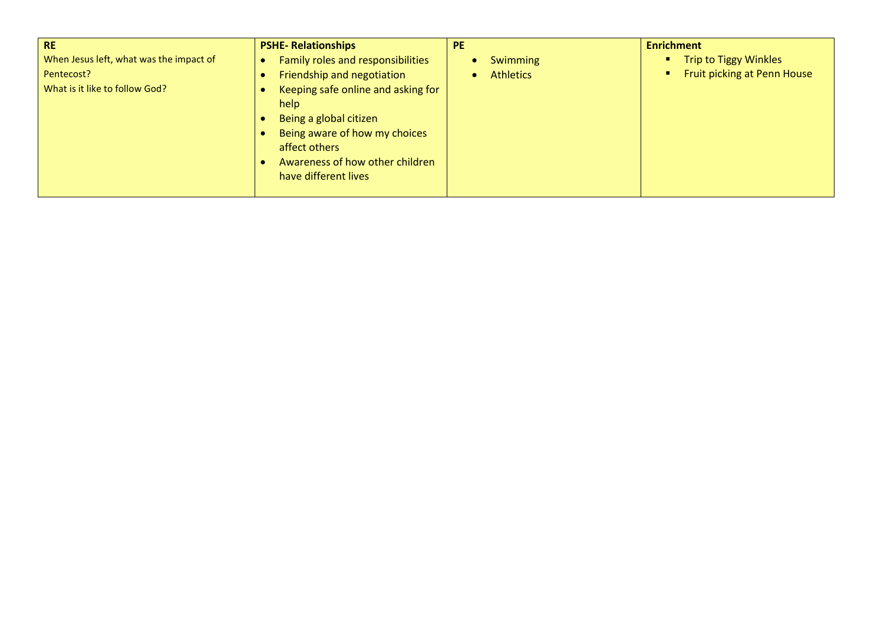| RE | PSHE- Relationships | PE | Enrichment |
| --- | --- | --- | --- |
| When Jesus left, what was the impact of Pentecost?<br>What is it like to follow God? | • Family roles and responsibilities<br>• Friendship and negotiation<br>• Keeping safe online and asking for help<br>• Being a global citizen<br>• Being aware of how my choices affect others<br>• Awareness of how other children have different lives | • Swimming<br>• Athletics | ▪ Trip to Tiggy Winkles<br>▪ Fruit picking at Penn House |